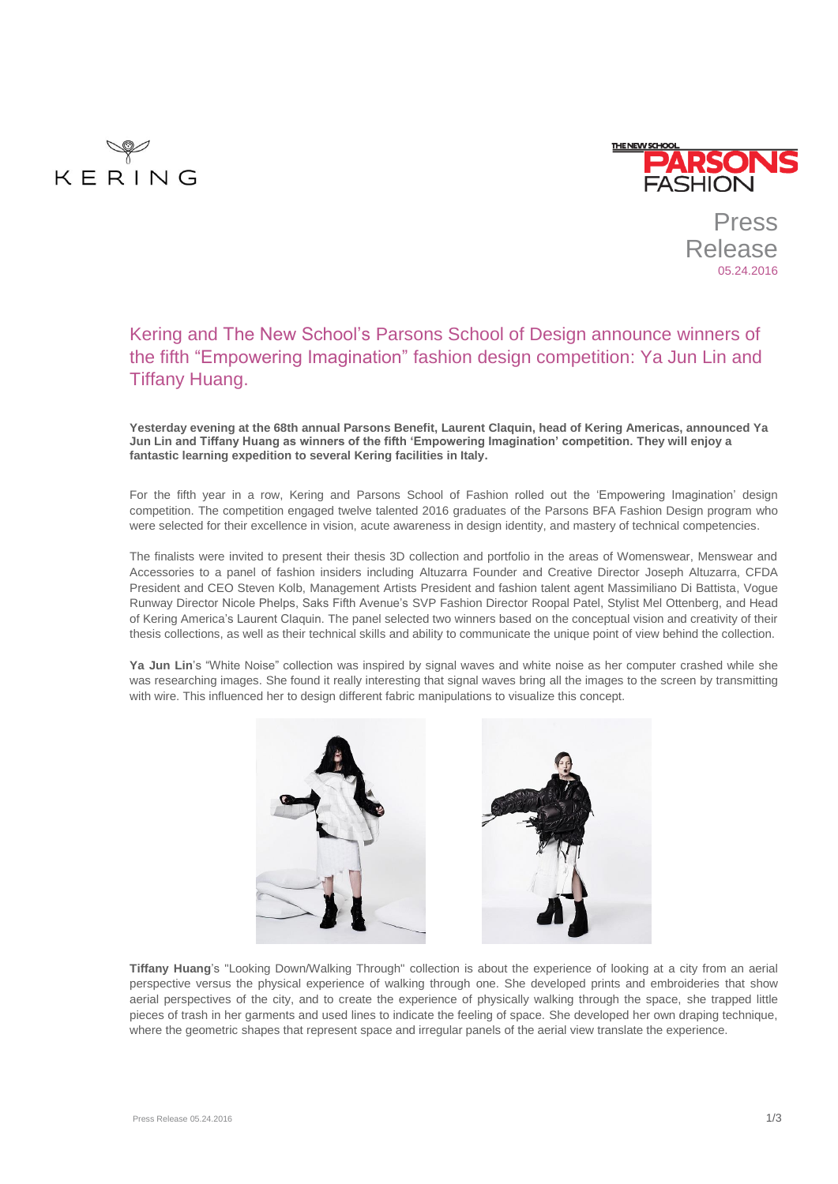KERING

THE NEW SCHOOL PARSONS FASHION

Press Release
05.24.2016

# Kering and The New School's Parsons School of Design announce winners of the fifth "Empowering Imagination" fashion design competition: Ya Jun Lin and Tiffany Huang.

**Yesterday evening at the 68th annual Parsons Benefit, Laurent Claquin, head of Kering Americas, announced Ya Jun Lin and Tiffany Huang as winners of the fifth 'Empowering Imagination' competition. They will enjoy a fantastic learning expedition to several Kering facilities in Italy.**

For the fifth year in a row, Kering and Parsons School of Fashion rolled out the 'Empowering Imagination' design competition. The competition engaged twelve talented 2016 graduates of the Parsons BFA Fashion Design program who were selected for their excellence in vision, acute awareness in design identity, and mastery of technical competencies.

The finalists were invited to present their thesis 3D collection and portfolio in the areas of Womenswear, Menswear and Accessories to a panel of fashion insiders including Altuzarra Founder and Creative Director Joseph Altuzarra, CFDA President and CEO Steven Kolb, Management Artists President and fashion talent agent Massimiliano Di Battista, Vogue Runway Director Nicole Phelps, Saks Fifth Avenue's SVP Fashion Director Roopal Patel, Stylist Mel Ottenberg, and Head of Kering America's Laurent Claquin. The panel selected two winners based on the conceptual vision and creativity of their thesis collections, as well as their technical skills and ability to communicate the unique point of view behind the collection.

**Ya Jun Lin**'s "White Noise" collection was inspired by signal waves and white noise as her computer crashed while she was researching images. She found it really interesting that signal waves bring all the images to the screen by transmitting with wire. This influenced her to design different fabric manipulations to visualize this concept.

**Tiffany Huang**'s "Looking Down/Walking Through" collection is about the experience of looking at a city from an aerial perspective versus the physical experience of walking through one. She developed prints and embroideries that show aerial perspectives of the city, and to create the experience of physically walking through the space, she trapped little pieces of trash in her garments and used lines to indicate the feeling of space. She developed her own draping technique, where the geometric shapes that represent space and irregular panels of the aerial view translate the experience.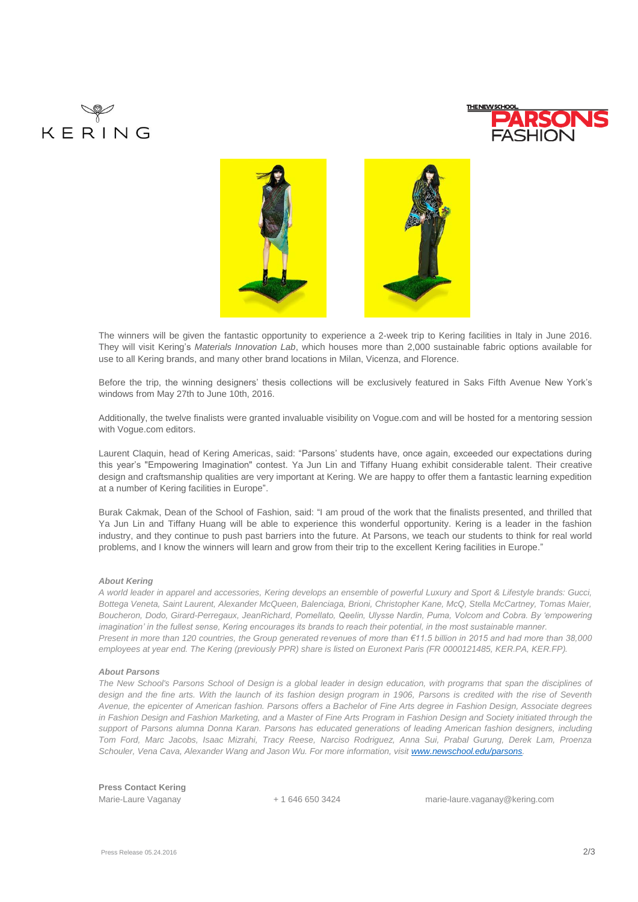The winners will be given the fantastic opportunity to experience a 2-week trip to Kering facilities in Italy in June 2016. They will visit Kering's *Materials Innovation Lab*, which houses more than 2,000 sustainable fabric options available for use to all Kering brands, and many other brand locations in Milan, Vicenza, and Florence.

Before the trip, the winning designers' thesis collections will be exclusively featured in Saks Fifth Avenue New York's windows from May 27th to June 10th, 2016.

Additionally, the twelve finalists were granted invaluable visibility on Vogue.com and will be hosted for a mentoring session with Vogue.com editors.

Laurent Claquin, head of Kering Americas, said: "Parsons' students have, once again, exceeded our expectations during this year's "Empowering Imagination" contest. Ya Jun Lin and Tiffany Huang exhibit considerable talent. Their creative design and craftsmanship qualities are very important at Kering. We are happy to offer them a fantastic learning expedition at a number of Kering facilities in Europe".

Burak Cakmak, Dean of the School of Fashion, said: "I am proud of the work that the finalists presented, and thrilled that Ya Jun Lin and Tiffany Huang will be able to experience this wonderful opportunity. Kering is a leader in the fashion industry, and they continue to push past barriers into the future. At Parsons, we teach our students to think for real world problems, and I know the winners will learn and grow from their trip to the excellent Kering facilities in Europe."

***About Kering***

*A world leader in apparel and accessories, Kering develops an ensemble of powerful Luxury and Sport & Lifestyle brands: Gucci, Bottega Veneta, Saint Laurent, Alexander McQueen, Balenciaga, Brioni, Christopher Kane, McQ, Stella McCartney, Tomas Maier, Boucheron, Dodo, Girard-Perregaux, JeanRichard, Pomellato, Qeelin, Ulysse Nardin, Puma, Volcom and Cobra. By 'empowering imagination' in the fullest sense, Kering encourages its brands to reach their potential, in the most sustainable manner.*
*Present in more than 120 countries, the Group generated revenues of more than €11.5 billion in 2015 and had more than 38,000 employees at year end. The Kering (previously PPR) share is listed on Euronext Paris (FR 0000121485, KER.PA, KER.FP).*

***About Parsons***

*The New School's Parsons School of Design is a global leader in design education, with programs that span the disciplines of design and the fine arts. With the launch of its fashion design program in 1906, Parsons is credited with the rise of Seventh Avenue, the epicenter of American fashion. Parsons offers a Bachelor of Fine Arts degree in Fashion Design, Associate degrees in Fashion Design and Fashion Marketing, and a Master of Fine Arts Program in Fashion Design and Society initiated through the support of Parsons alumna Donna Karan. Parsons has educated generations of leading American fashion designers, including Tom Ford, Marc Jacobs, Isaac Mizrahi, Tracy Reese, Narciso Rodriguez, Anna Sui, Prabal Gurung, Derek Lam, Proenza Schouler, Vena Cava, Alexander Wang and Jason Wu. For more information, visit [www.newschool.edu/parsons](www.newschool.edu/parsons).*

**Press Contact Kering**

Marie-Laure Vaganay + 1 646 650 3424 marie-laure.vaganay@kering.com

Press Release 05.24.2016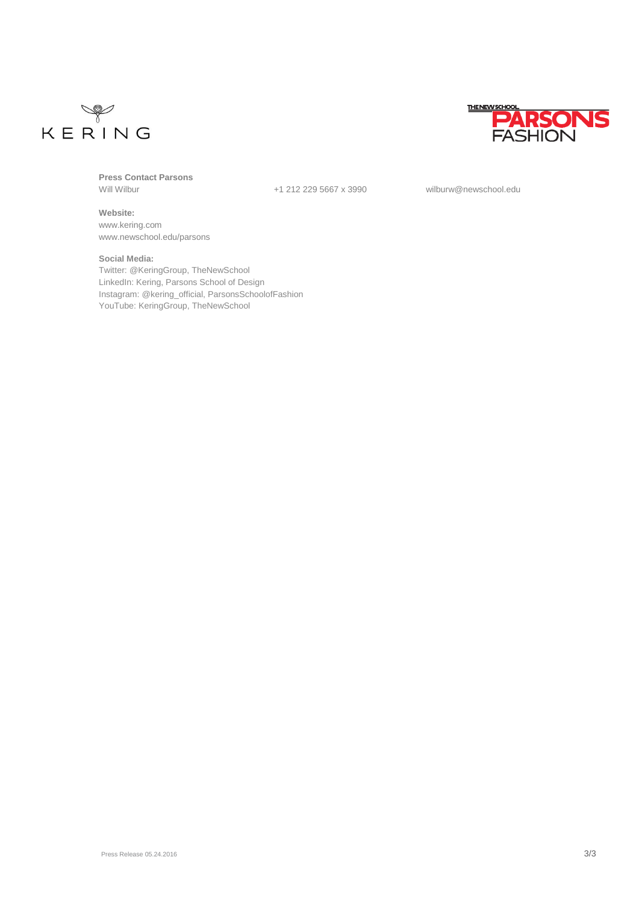**Press Contact Parsons**

Will Wilbur +1 212 229 5667 x 3990 wilburw@newschool.edu

**Website:**

www.kering.com
www.newschool.edu/parsons

**Social Media:**

Twitter: @KeringGroup, TheNewSchool
LinkedIn: Kering, Parsons School of Design
Instagram: @kering_official, ParsonsSchoolofFashion
YouTube: KeringGroup, TheNewSchool